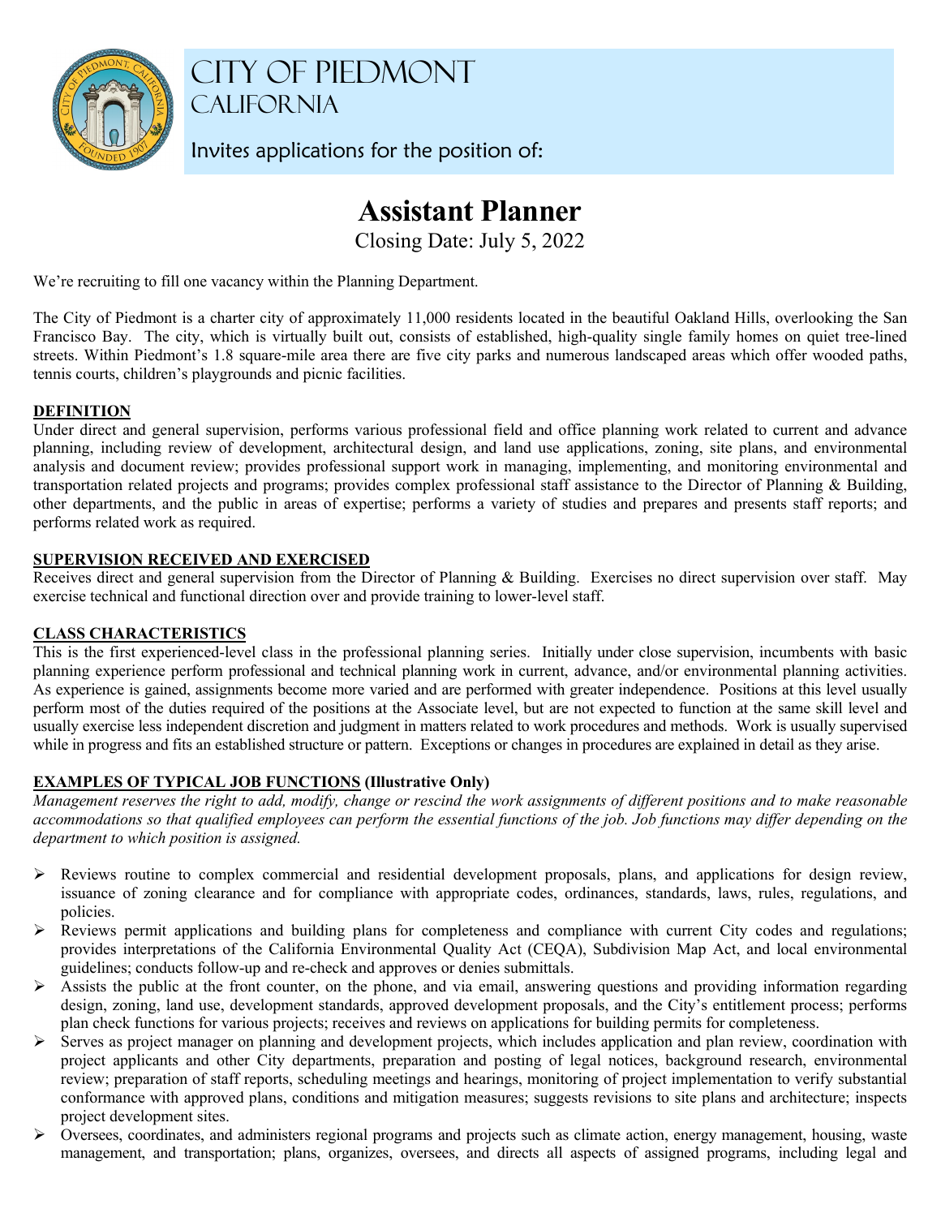# City of Piedmont
## California

Invites applications for the position of:

# Assistant Planner

Closing Date: July 5, 2022

We're recruiting to fill one vacancy within the Planning Department.

The City of Piedmont is a charter city of approximately 11,000 residents located in the beautiful Oakland Hills, overlooking the San Francisco Bay. The city, which is virtually built out, consists of established, high-quality single family homes on quiet tree-lined streets. Within Piedmont's 1.8 square-mile area there are five city parks and numerous landscaped areas which offer wooded paths, tennis courts, children's playgrounds and picnic facilities.

### DEFINITION

Under direct and general supervision, performs various professional field and office planning work related to current and advance planning, including review of development, architectural design, and land use applications, zoning, site plans, and environmental analysis and document review; provides professional support work in managing, implementing, and monitoring environmental and transportation related projects and programs; provides complex professional staff assistance to the Director of Planning & Building, other departments, and the public in areas of expertise; performs a variety of studies and prepares and presents staff reports; and performs related work as required.

### SUPERVISION RECEIVED AND EXERCISED

Receives direct and general supervision from the Director of Planning & Building. Exercises no direct supervision over staff. May exercise technical and functional direction over and provide training to lower-level staff.

### CLASS CHARACTERISTICS

This is the first experienced-level class in the professional planning series. Initially under close supervision, incumbents with basic planning experience perform professional and technical planning work in current, advance, and/or environmental planning activities. As experience is gained, assignments become more varied and are performed with greater independence. Positions at this level usually perform most of the duties required of the positions at the Associate level, but are not expected to function at the same skill level and usually exercise less independent discretion and judgment in matters related to work procedures and methods. Work is usually supervised while in progress and fits an established structure or pattern. Exceptions or changes in procedures are explained in detail as they arise.

### EXAMPLES OF TYPICAL JOB FUNCTIONS (Illustrative Only)

*Management reserves the right to add, modify, change or rescind the work assignments of different positions and to make reasonable accommodations so that qualified employees can perform the essential functions of the job. Job functions may differ depending on the department to which position is assigned.*

- Reviews routine to complex commercial and residential development proposals, plans, and applications for design review, issuance of zoning clearance and for compliance with appropriate codes, ordinances, standards, laws, rules, regulations, and policies.
- Reviews permit applications and building plans for completeness and compliance with current City codes and regulations; provides interpretations of the California Environmental Quality Act (CEQA), Subdivision Map Act, and local environmental guidelines; conducts follow-up and re-check and approves or denies submittals.
- Assists the public at the front counter, on the phone, and via email, answering questions and providing information regarding design, zoning, land use, development standards, approved development proposals, and the City's entitlement process; performs plan check functions for various projects; receives and reviews on applications for building permits for completeness.
- Serves as project manager on planning and development projects, which includes application and plan review, coordination with project applicants and other City departments, preparation and posting of legal notices, background research, environmental review; preparation of staff reports, scheduling meetings and hearings, monitoring of project implementation to verify substantial conformance with approved plans, conditions and mitigation measures; suggests revisions to site plans and architecture; inspects project development sites.
- Oversees, coordinates, and administers regional programs and projects such as climate action, energy management, housing, waste management, and transportation; plans, organizes, oversees, and directs all aspects of assigned programs, including legal and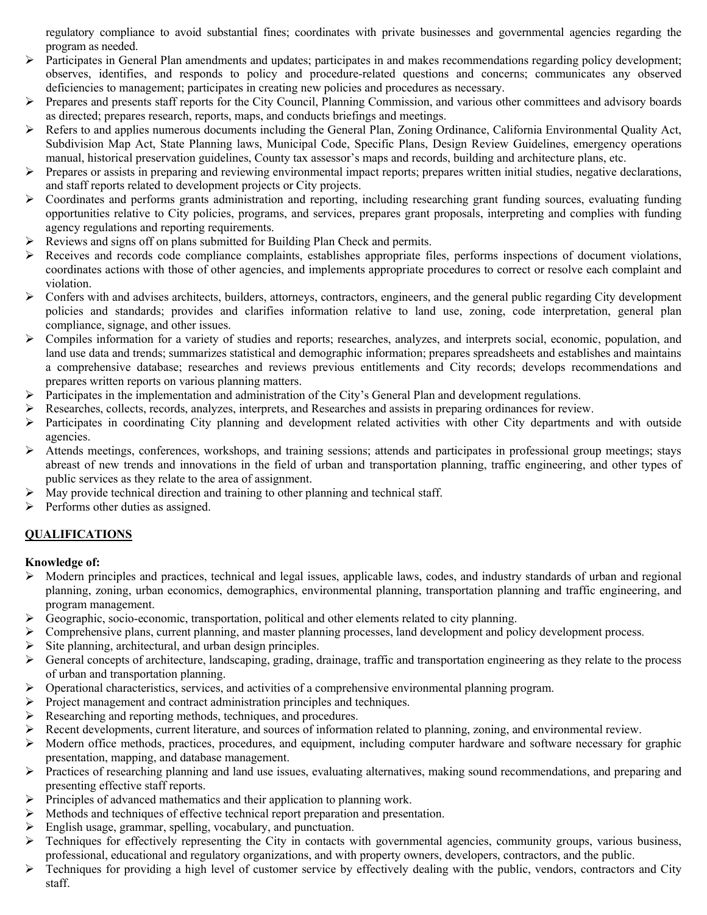regulatory compliance to avoid substantial fines; coordinates with private businesses and governmental agencies regarding the program as needed.

- Participates in General Plan amendments and updates; participates in and makes recommendations regarding policy development; observes, identifies, and responds to policy and procedure-related questions and concerns; communicates any observed deficiencies to management; participates in creating new policies and procedures as necessary.
- Prepares and presents staff reports for the City Council, Planning Commission, and various other committees and advisory boards as directed; prepares research, reports, maps, and conducts briefings and meetings.
- Refers to and applies numerous documents including the General Plan, Zoning Ordinance, California Environmental Quality Act, Subdivision Map Act, State Planning laws, Municipal Code, Specific Plans, Design Review Guidelines, emergency operations manual, historical preservation guidelines, County tax assessor's maps and records, building and architecture plans, etc.
- Prepares or assists in preparing and reviewing environmental impact reports; prepares written initial studies, negative declarations, and staff reports related to development projects or City projects.
- Coordinates and performs grants administration and reporting, including researching grant funding sources, evaluating funding opportunities relative to City policies, programs, and services, prepares grant proposals, interpreting and complies with funding agency regulations and reporting requirements.
- Reviews and signs off on plans submitted for Building Plan Check and permits.
- Receives and records code compliance complaints, establishes appropriate files, performs inspections of document violations, coordinates actions with those of other agencies, and implements appropriate procedures to correct or resolve each complaint and violation.
- Confers with and advises architects, builders, attorneys, contractors, engineers, and the general public regarding City development policies and standards; provides and clarifies information relative to land use, zoning, code interpretation, general plan compliance, signage, and other issues.
- Compiles information for a variety of studies and reports; researches, analyzes, and interprets social, economic, population, and land use data and trends; summarizes statistical and demographic information; prepares spreadsheets and establishes and maintains a comprehensive database; researches and reviews previous entitlements and City records; develops recommendations and prepares written reports on various planning matters.
- Participates in the implementation and administration of the City's General Plan and development regulations.
- Researches, collects, records, analyzes, interprets, and Researches and assists in preparing ordinances for review.
- Participates in coordinating City planning and development related activities with other City departments and with outside agencies.
- Attends meetings, conferences, workshops, and training sessions; attends and participates in professional group meetings; stays abreast of new trends and innovations in the field of urban and transportation planning, traffic engineering, and other types of public services as they relate to the area of assignment.
- May provide technical direction and training to other planning and technical staff.
- Performs other duties as assigned.

## QUALIFICATIONS

**Knowledge of:**

- Modern principles and practices, technical and legal issues, applicable laws, codes, and industry standards of urban and regional planning, zoning, urban economics, demographics, environmental planning, transportation planning and traffic engineering, and program management.
- Geographic, socio-economic, transportation, political and other elements related to city planning.
- Comprehensive plans, current planning, and master planning processes, land development and policy development process.
- Site planning, architectural, and urban design principles.
- General concepts of architecture, landscaping, grading, drainage, traffic and transportation engineering as they relate to the process of urban and transportation planning.
- Operational characteristics, services, and activities of a comprehensive environmental planning program.
- Project management and contract administration principles and techniques.
- Researching and reporting methods, techniques, and procedures.
- Recent developments, current literature, and sources of information related to planning, zoning, and environmental review.
- Modern office methods, practices, procedures, and equipment, including computer hardware and software necessary for graphic presentation, mapping, and database management.
- Practices of researching planning and land use issues, evaluating alternatives, making sound recommendations, and preparing and presenting effective staff reports.
- Principles of advanced mathematics and their application to planning work.
- Methods and techniques of effective technical report preparation and presentation.
- English usage, grammar, spelling, vocabulary, and punctuation.
- Techniques for effectively representing the City in contacts with governmental agencies, community groups, various business, professional, educational and regulatory organizations, and with property owners, developers, contractors, and the public.
- Techniques for providing a high level of customer service by effectively dealing with the public, vendors, contractors and City staff.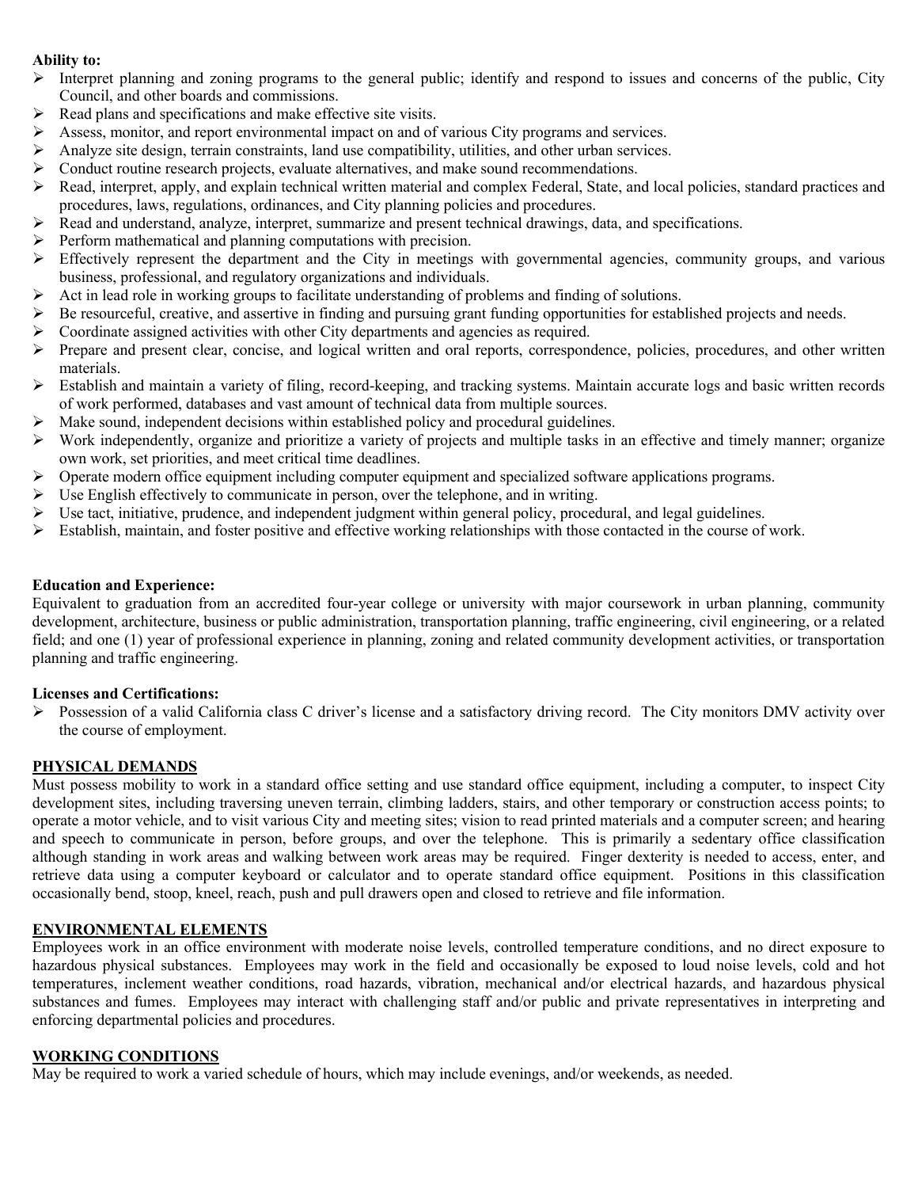**Ability to:**

- Interpret planning and zoning programs to the general public; identify and respond to issues and concerns of the public, City Council, and other boards and commissions.
- Read plans and specifications and make effective site visits.
- Assess, monitor, and report environmental impact on and of various City programs and services.
- Analyze site design, terrain constraints, land use compatibility, utilities, and other urban services.
- Conduct routine research projects, evaluate alternatives, and make sound recommendations.
- Read, interpret, apply, and explain technical written material and complex Federal, State, and local policies, standard practices and procedures, laws, regulations, ordinances, and City planning policies and procedures.
- Read and understand, analyze, interpret, summarize and present technical drawings, data, and specifications.
- Perform mathematical and planning computations with precision.
- Effectively represent the department and the City in meetings with governmental agencies, community groups, and various business, professional, and regulatory organizations and individuals.
- Act in lead role in working groups to facilitate understanding of problems and finding of solutions.
- Be resourceful, creative, and assertive in finding and pursuing grant funding opportunities for established projects and needs.
- Coordinate assigned activities with other City departments and agencies as required.
- Prepare and present clear, concise, and logical written and oral reports, correspondence, policies, procedures, and other written materials.
- Establish and maintain a variety of filing, record-keeping, and tracking systems. Maintain accurate logs and basic written records of work performed, databases and vast amount of technical data from multiple sources.
- Make sound, independent decisions within established policy and procedural guidelines.
- Work independently, organize and prioritize a variety of projects and multiple tasks in an effective and timely manner; organize own work, set priorities, and meet critical time deadlines.
- Operate modern office equipment including computer equipment and specialized software applications programs.
- Use English effectively to communicate in person, over the telephone, and in writing.
- Use tact, initiative, prudence, and independent judgment within general policy, procedural, and legal guidelines.
- Establish, maintain, and foster positive and effective working relationships with those contacted in the course of work.

**Education and Experience:**

Equivalent to graduation from an accredited four-year college or university with major coursework in urban planning, community development, architecture, business or public administration, transportation planning, traffic engineering, civil engineering, or a related field; and one (1) year of professional experience in planning, zoning and related community development activities, or transportation planning and traffic engineering.

**Licenses and Certifications:**

- Possession of a valid California class C driver's license and a satisfactory driving record. The City monitors DMV activity over the course of employment.

## PHYSICAL DEMANDS

Must possess mobility to work in a standard office setting and use standard office equipment, including a computer, to inspect City development sites, including traversing uneven terrain, climbing ladders, stairs, and other temporary or construction access points; to operate a motor vehicle, and to visit various City and meeting sites; vision to read printed materials and a computer screen; and hearing and speech to communicate in person, before groups, and over the telephone. This is primarily a sedentary office classification although standing in work areas and walking between work areas may be required. Finger dexterity is needed to access, enter, and retrieve data using a computer keyboard or calculator and to operate standard office equipment. Positions in this classification occasionally bend, stoop, kneel, reach, push and pull drawers open and closed to retrieve and file information.

## ENVIRONMENTAL ELEMENTS

Employees work in an office environment with moderate noise levels, controlled temperature conditions, and no direct exposure to hazardous physical substances. Employees may work in the field and occasionally be exposed to loud noise levels, cold and hot temperatures, inclement weather conditions, road hazards, vibration, mechanical and/or electrical hazards, and hazardous physical substances and fumes. Employees may interact with challenging staff and/or public and private representatives in interpreting and enforcing departmental policies and procedures.

## WORKING CONDITIONS

May be required to work a varied schedule of hours, which may include evenings, and/or weekends, as needed.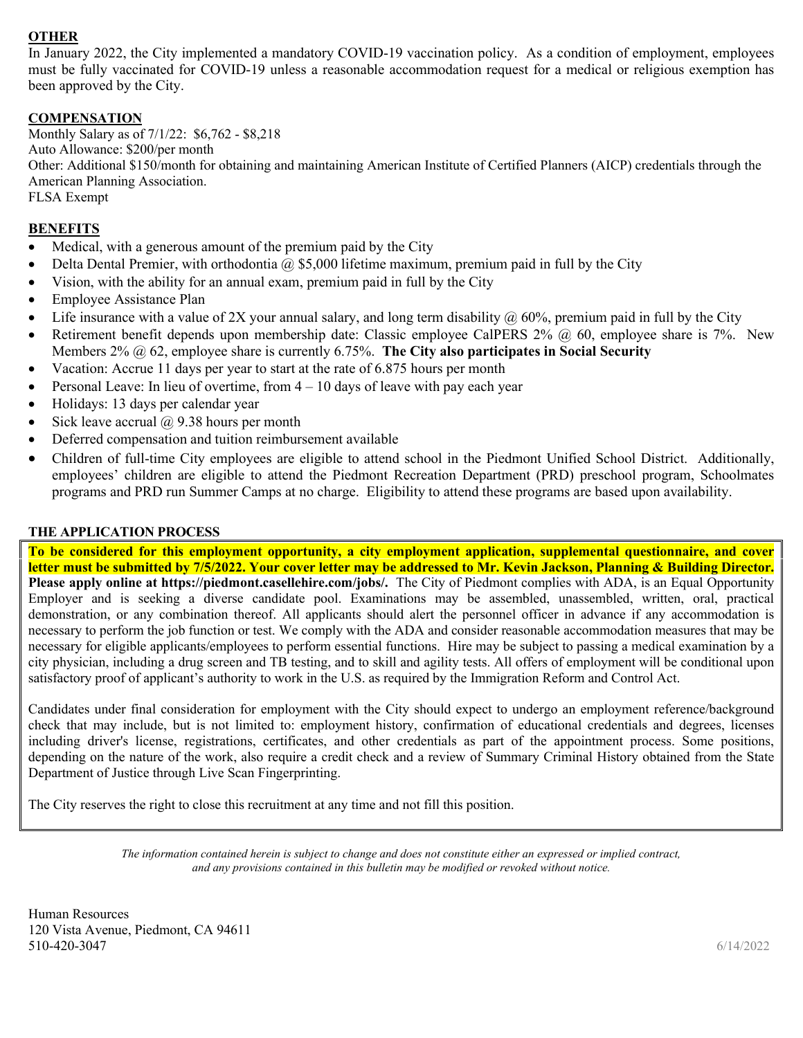## OTHER

In January 2022, the City implemented a mandatory COVID-19 vaccination policy. As a condition of employment, employees must be fully vaccinated for COVID-19 unless a reasonable accommodation request for a medical or religious exemption has been approved by the City.

## COMPENSATION

Monthly Salary as of 7/1/22: $6,762 - $8,218
Auto Allowance: $200/per month
Other: Additional $150/month for obtaining and maintaining American Institute of Certified Planners (AICP) credentials through the American Planning Association.
FLSA Exempt

## BENEFITS

- Medical, with a generous amount of the premium paid by the City
- Delta Dental Premier, with orthodontia @ $5,000 lifetime maximum, premium paid in full by the City
- Vision, with the ability for an annual exam, premium paid in full by the City
- Employee Assistance Plan
- Life insurance with a value of 2X your annual salary, and long term disability @ 60%, premium paid in full by the City
- Retirement benefit depends upon membership date: Classic employee CalPERS 2% @ 60, employee share is 7%. New Members 2% @ 62, employee share is currently 6.75%. **The City also participates in Social Security**
- Vacation: Accrue 11 days per year to start at the rate of 6.875 hours per month
- Personal Leave: In lieu of overtime, from 4 – 10 days of leave with pay each year
- Holidays: 13 days per calendar year
- Sick leave accrual @ 9.38 hours per month
- Deferred compensation and tuition reimbursement available
- Children of full-time City employees are eligible to attend school in the Piedmont Unified School District. Additionally, employees' children are eligible to attend the Piedmont Recreation Department (PRD) preschool program, Schoolmates programs and PRD run Summer Camps at no charge. Eligibility to attend these programs are based upon availability.

## THE APPLICATION PROCESS

**To be considered for this employment opportunity, a city employment application, supplemental questionnaire, and cover letter must be submitted by 7/5/2022. Your cover letter may be addressed to Mr. Kevin Jackson, Planning & Building Director. Please apply online at https://piedmont.casellehire.com/jobs/.** The City of Piedmont complies with ADA, is an Equal Opportunity Employer and is seeking a diverse candidate pool. Examinations may be assembled, unassembled, written, oral, practical demonstration, or any combination thereof. All applicants should alert the personnel officer in advance if any accommodation is necessary to perform the job function or test. We comply with the ADA and consider reasonable accommodation measures that may be necessary for eligible applicants/employees to perform essential functions. Hire may be subject to passing a medical examination by a city physician, including a drug screen and TB testing, and to skill and agility tests. All offers of employment will be conditional upon satisfactory proof of applicant's authority to work in the U.S. as required by the Immigration Reform and Control Act.

Candidates under final consideration for employment with the City should expect to undergo an employment reference/background check that may include, but is not limited to: employment history, confirmation of educational credentials and degrees, licenses including driver's license, registrations, certificates, and other credentials as part of the appointment process. Some positions, depending on the nature of the work, also require a credit check and a review of Summary Criminal History obtained from the State Department of Justice through Live Scan Fingerprinting.

The City reserves the right to close this recruitment at any time and not fill this position.

*The information contained herein is subject to change and does not constitute either an expressed or implied contract, and any provisions contained in this bulletin may be modified or revoked without notice.*

Human Resources
120 Vista Avenue, Piedmont, CA 94611
510-420-3047

6/14/2022